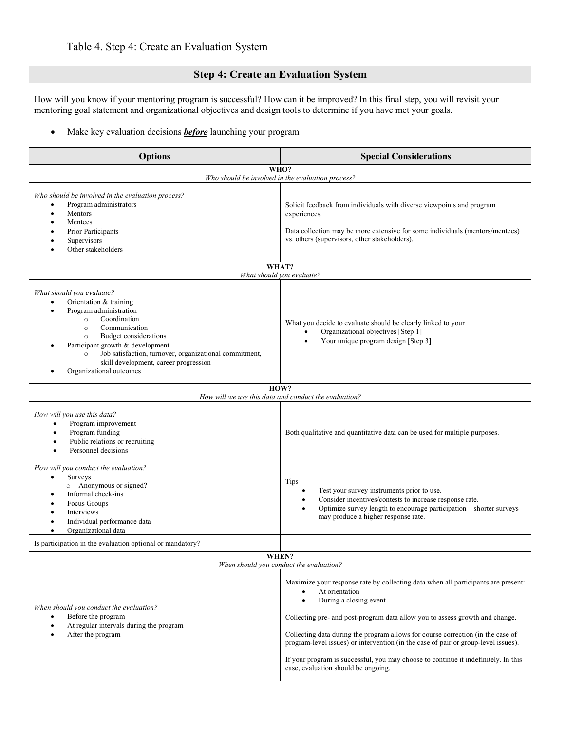Table 4. Step 4: Create an Evaluation System

| **Step 4: Create an Evaluation System** | |
|---|---|
| How will you know if your mentoring program is successful? How can it be improved? In this final step, you will revisit your mentoring goal statement and organizational objectives and design tools to determine if you have met your goals.<br><br>• Make key evaluation decisions ***before*** launching your program | |
| **Options** | **Special Considerations** |
| **WHO?**<br>*Who should be involved in the evaluation process?* | |
| *Who should be involved in the evaluation process?*<br>• Program administrators<br>• Mentors<br>• Mentees<br>• Prior Participants<br>• Supervisors<br>• Other stakeholders | Solicit feedback from individuals with diverse viewpoints and program experiences.<br><br>Data collection may be more extensive for some individuals (mentors/mentees) vs. others (supervisors, other stakeholders). |
| **WHAT?**<br>*What should you evaluate?* | |
| *What should you evaluate?*<br>• Orientation & training<br>• Program administration<br>&nbsp;&nbsp;&nbsp;&nbsp;○ Coordination<br>&nbsp;&nbsp;&nbsp;&nbsp;○ Communication<br>&nbsp;&nbsp;&nbsp;&nbsp;○ Budget considerations<br>• Participant growth & development<br>&nbsp;&nbsp;&nbsp;&nbsp;○ Job satisfaction, turnover, organizational commitment, skill development, career progression<br>• Organizational outcomes | What you decide to evaluate should be clearly linked to your<br>• Organizational objectives [Step 1]<br>• Your unique program design [Step 3] |
| **HOW?**<br>*How will we use this data and conduct the evaluation?* | |
| *How will you use this data?*<br>• Program improvement<br>• Program funding<br>• Public relations or recruiting<br>• Personnel decisions | Both qualitative and quantitative data can be used for multiple purposes. |
| *How will you conduct the evaluation?*<br>• Surveys<br>&nbsp;&nbsp;&nbsp;&nbsp;○ Anonymous or signed?<br>• Informal check-ins<br>• Focus Groups<br>• Interviews<br>• Individual performance data<br>• Organizational data | Tips<br>• Test your survey instruments prior to use.<br>• Consider incentives/contests to increase response rate.<br>• Optimize survey length to encourage participation – shorter surveys may produce a higher response rate. |
| Is participation in the evaluation optional or mandatory? | |
| **WHEN?**<br>*When should you conduct the evaluation?* | |
| *When should you conduct the evaluation?*<br>• Before the program<br>• At regular intervals during the program<br>• After the program | Maximize your response rate by collecting data when all participants are present:<br>• At orientation<br>• During a closing event<br><br>Collecting pre- and post-program data allow you to assess growth and change.<br><br>Collecting data during the program allows for course correction (in the case of program-level issues) or intervention (in the case of pair or group-level issues).<br><br>If your program is successful, you may choose to continue it indefinitely. In this case, evaluation should be ongoing. |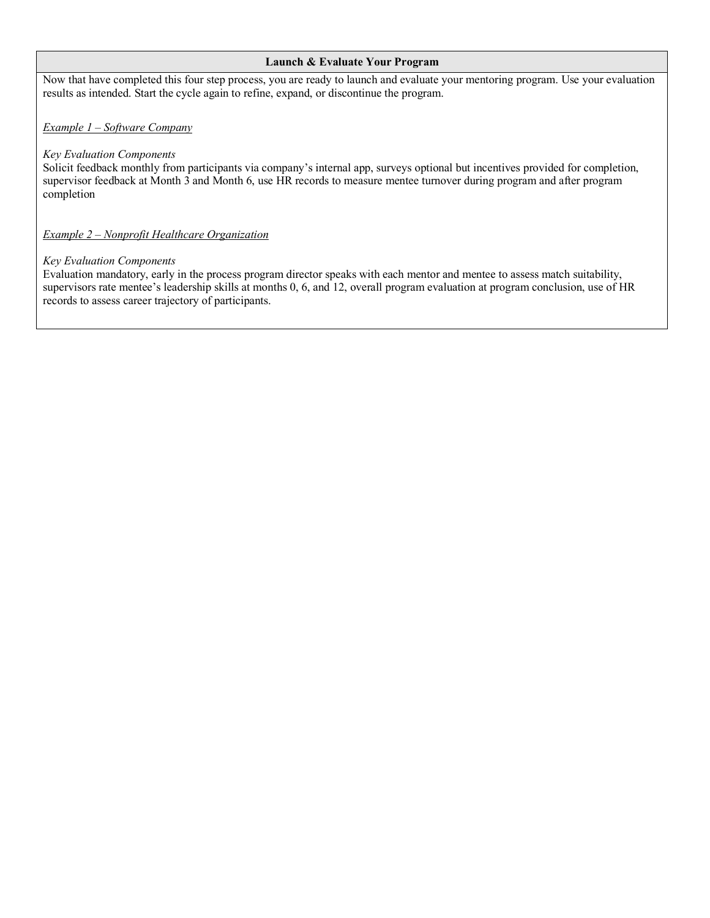## Launch & Evaluate Your Program

Now that have completed this four step process, you are ready to launch and evaluate your mentoring program. Use your evaluation results as intended. Start the cycle again to refine, expand, or discontinue the program.

*Example 1 – Software Company*

*Key Evaluation Components*

Solicit feedback monthly from participants via company's internal app, surveys optional but incentives provided for completion, supervisor feedback at Month 3 and Month 6, use HR records to measure mentee turnover during program and after program completion

*Example 2 – Nonprofit Healthcare Organization*

*Key Evaluation Components*

Evaluation mandatory, early in the process program director speaks with each mentor and mentee to assess match suitability, supervisors rate mentee's leadership skills at months 0, 6, and 12, overall program evaluation at program conclusion, use of HR records to assess career trajectory of participants.